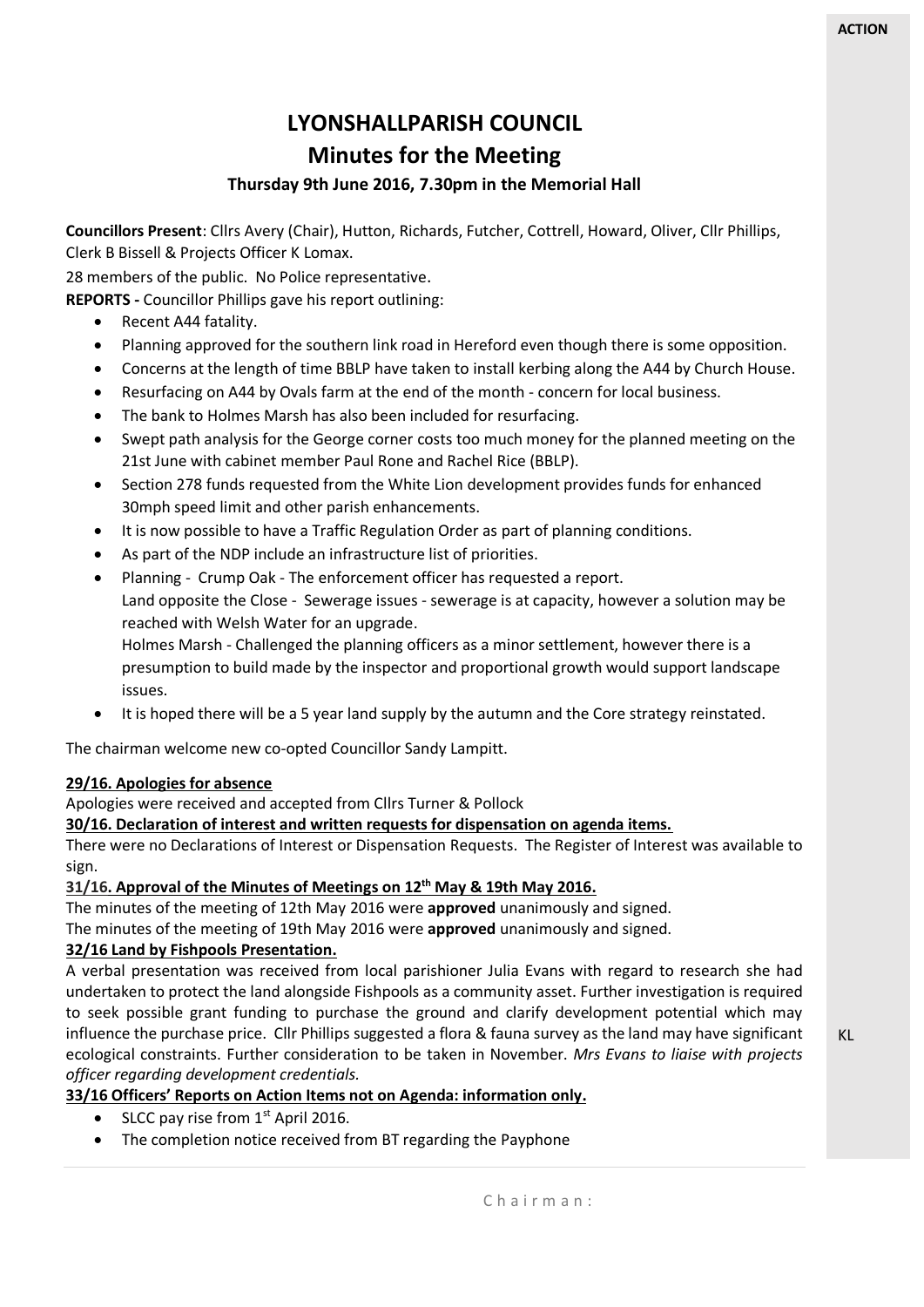**ACTION**

# LYONSHALLPARISH COUNCIL

## Minutes for the Meeting

### Thursday 9th June 2016, 7.30pm in the Memorial Hall

**Councillors Present**: Cllrs Avery (Chair), Hutton, Richards, Futcher, Cottrell, Howard, Oliver, Cllr Phillips, Clerk B Bissell & Projects Officer K Lomax.

28 members of the public. No Police representative.

**REPORTS -** Councillor Phillips gave his report outlining:

- Recent A44 fatality.
- Planning approved for the southern link road in Hereford even though there is some opposition.
- Concerns at the length of time BBLP have taken to install kerbing along the A44 by Church House.
- Resurfacing on A44 by Ovals farm at the end of the month - concern for local business.
- The bank to Holmes Marsh has also been included for resurfacing.
- Swept path analysis for the George corner costs too much money for the planned meeting on the 21st June with cabinet member Paul Rone and Rachel Rice (BBLP).
- Section 278 funds requested from the White Lion development provides funds for enhanced 30mph speed limit and other parish enhancements.
- It is now possible to have a Traffic Regulation Order as part of planning conditions.
- As part of the NDP include an infrastructure list of priorities.
- Planning - Crump Oak - The enforcement officer has requested a report.
  Land opposite the Close - Sewerage issues - sewerage is at capacity, however a solution may be reached with Welsh Water for an upgrade.
  Holmes Marsh - Challenged the planning officers as a minor settlement, however there is a presumption to build made by the inspector and proportional growth would support landscape issues.
- It is hoped there will be a 5 year land supply by the autumn and the Core strategy reinstated.

The chairman welcome new co-opted Councillor Sandy Lampitt.

**29/16. Apologies for absence**

Apologies were received and accepted from Cllrs Turner & Pollock

**30/16. Declaration of interest and written requests for dispensation on agenda items.**

There were no Declarations of Interest or Dispensation Requests. The Register of Interest was available to sign.

**31/16. Approval of the Minutes of Meetings on 12th May & 19th May 2016.**

The minutes of the meeting of 12th May 2016 were **approved** unanimously and signed.

The minutes of the meeting of 19th May 2016 were **approved** unanimously and signed.

**32/16 Land by Fishpools Presentation.**

A verbal presentation was received from local parishioner Julia Evans with regard to research she had undertaken to protect the land alongside Fishpools as a community asset. Further investigation is required to seek possible grant funding to purchase the ground and clarify development potential which may influence the purchase price. Cllr Phillips suggested a flora & fauna survey as the land may have significant ecological constraints. Further consideration to be taken in November. *Mrs Evans to liaise with projects officer regarding development credentials.* — KL

**33/16 Officers' Reports on Action Items not on Agenda: information only.**

- SLCC pay rise from 1st April 2016.
- The completion notice received from BT regarding the Payphone

Chairman: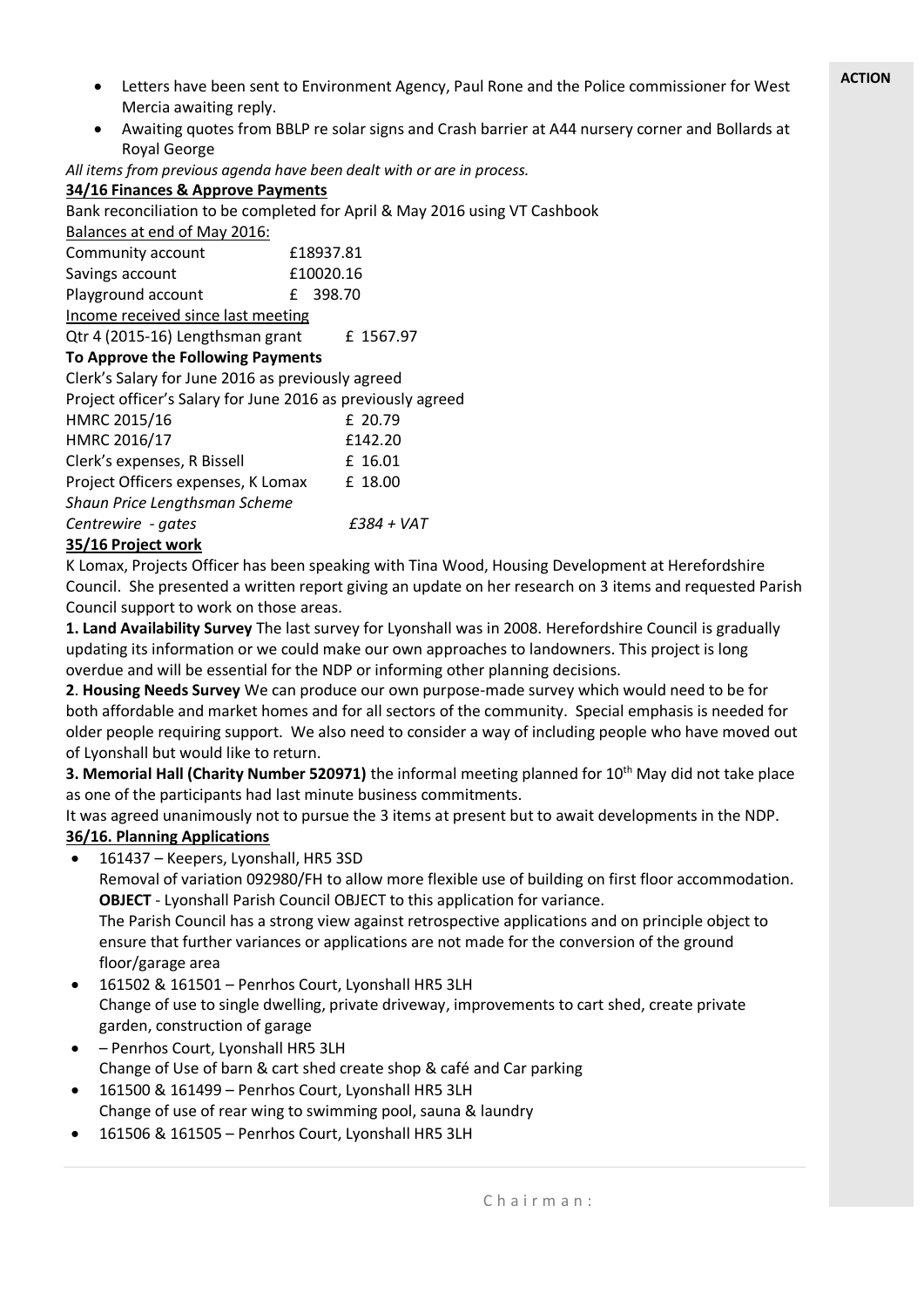**ACTION**

- Letters have been sent to Environment Agency, Paul Rone and the Police commissioner for West Mercia awaiting reply.
- Awaiting quotes from BBLP re solar signs and Crash barrier at A44 nursery corner and Bollards at Royal George

*All items from previous agenda have been dealt with or are in process.*

**34/16 Finances & Approve Payments**

Bank reconciliation to be completed for April & May 2016 using VT Cashbook

Balances at end of May 2016:

| | |
|---|---|
| Community account | £18937.81 |
| Savings account | £10020.16 |
| Playground account | £ 398.70 |

Income received since last meeting

| | |
|---|---|
| Qtr 4 (2015-16) Lengthsman grant | £ 1567.97 |

**To Approve the Following Payments**

Clerk's Salary for June 2016 as previously agreed

Project officer's Salary for June 2016 as previously agreed

| | |
|---|---|
| HMRC 2015/16 | £ 20.79 |
| HMRC 2016/17 | £142.20 |
| Clerk's expenses, R Bissell | £ 16.01 |
| Project Officers expenses, K Lomax | £ 18.00 |
| *Shaun Price Lengthsman Scheme* | |
| *Centrewire - gates* | *£384 + VAT* |

**35/16 Project work**

K Lomax, Projects Officer has been speaking with Tina Wood, Housing Development at Herefordshire Council. She presented a written report giving an update on her research on 3 items and requested Parish Council support to work on those areas.

**1. Land Availability Survey** The last survey for Lyonshall was in 2008. Herefordshire Council is gradually updating its information or we could make our own approaches to landowners. This project is long overdue and will be essential for the NDP or informing other planning decisions.

**2**. **Housing Needs Survey** We can produce our own purpose-made survey which would need to be for both affordable and market homes and for all sectors of the community. Special emphasis is needed for older people requiring support. We also need to consider a way of including people who have moved out of Lyonshall but would like to return.

**3. Memorial Hall (Charity Number 520971)** the informal meeting planned for 10th May did not take place as one of the participants had last minute business commitments.

It was agreed unanimously not to pursue the 3 items at present but to await developments in the NDP.

**36/16. Planning Applications**

- 161437 – Keepers, Lyonshall, HR5 3SD
  Removal of variation 092980/FH to allow more flexible use of building on first floor accommodation.
  **OBJECT** - Lyonshall Parish Council OBJECT to this application for variance.
  The Parish Council has a strong view against retrospective applications and on principle object to ensure that further variances or applications are not made for the conversion of the ground floor/garage area
- 161502 & 161501 – Penrhos Court, Lyonshall HR5 3LH
  Change of use to single dwelling, private driveway, improvements to cart shed, create private garden, construction of garage
- – Penrhos Court, Lyonshall HR5 3LH
  Change of Use of barn & cart shed create shop & café and Car parking
- 161500 & 161499 – Penrhos Court, Lyonshall HR5 3LH
  Change of use of rear wing to swimming pool, sauna & laundry
- 161506 & 161505 – Penrhos Court, Lyonshall HR5 3LH

Chairman: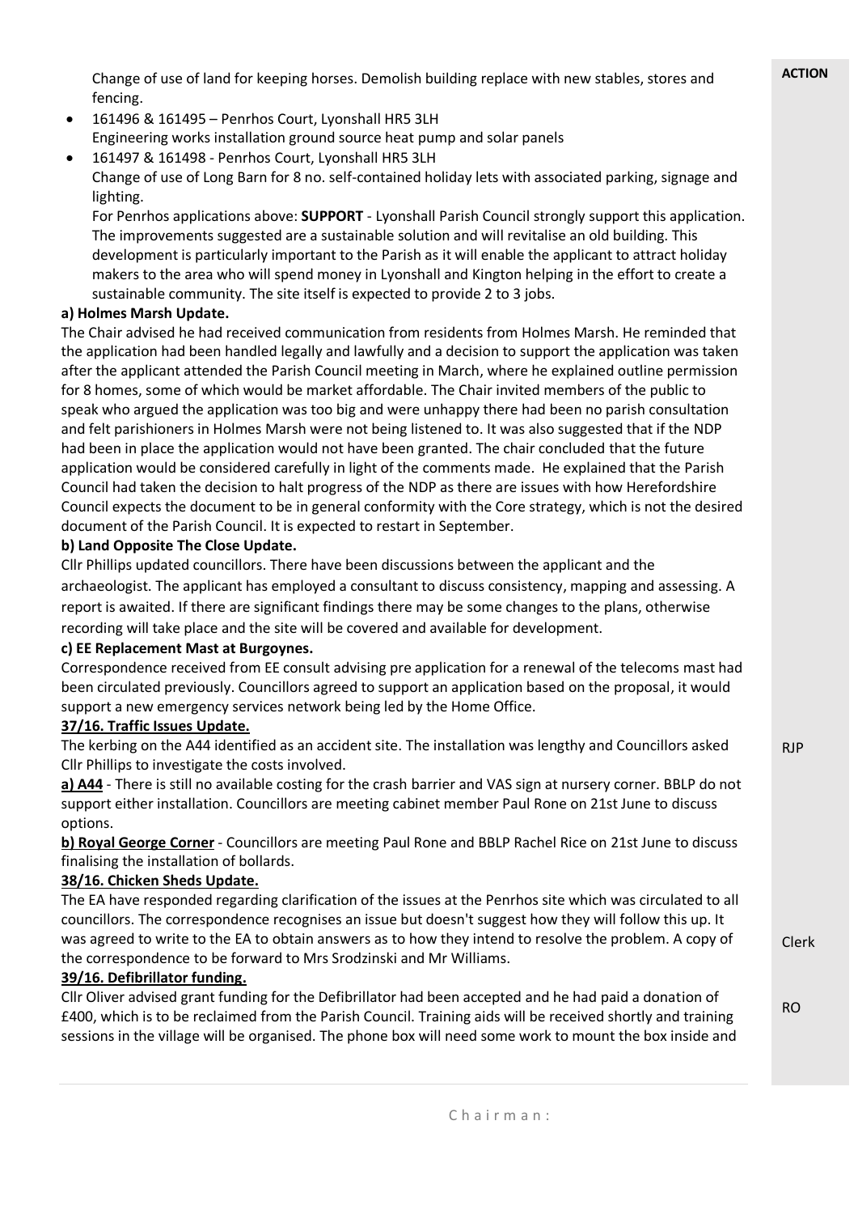Change of use of land for keeping horses. Demolish building replace with new stables, stores and fencing.

- 161496 & 161495 – Penrhos Court, Lyonshall HR5 3LH
  Engineering works installation ground source heat pump and solar panels
- 161497 & 161498 - Penrhos Court, Lyonshall HR5 3LH
  Change of use of Long Barn for 8 no. self-contained holiday lets with associated parking, signage and lighting.
  For Penrhos applications above: **SUPPORT** - Lyonshall Parish Council strongly support this application. The improvements suggested are a sustainable solution and will revitalise an old building. This development is particularly important to the Parish as it will enable the applicant to attract holiday makers to the area who will spend money in Lyonshall and Kington helping in the effort to create a sustainable community. The site itself is expected to provide 2 to 3 jobs.

**a) Holmes Marsh Update.**

The Chair advised he had received communication from residents from Holmes Marsh. He reminded that the application had been handled legally and lawfully and a decision to support the application was taken after the applicant attended the Parish Council meeting in March, where he explained outline permission for 8 homes, some of which would be market affordable. The Chair invited members of the public to speak who argued the application was too big and were unhappy there had been no parish consultation and felt parishioners in Holmes Marsh were not being listened to. It was also suggested that if the NDP had been in place the application would not have been granted. The chair concluded that the future application would be considered carefully in light of the comments made. He explained that the Parish Council had taken the decision to halt progress of the NDP as there are issues with how Herefordshire Council expects the document to be in general conformity with the Core strategy, which is not the desired document of the Parish Council. It is expected to restart in September.

**b) Land Opposite The Close Update.**

Cllr Phillips updated councillors. There have been discussions between the applicant and the archaeologist. The applicant has employed a consultant to discuss consistency, mapping and assessing. A report is awaited. If there are significant findings there may be some changes to the plans, otherwise recording will take place and the site will be covered and available for development.

**c) EE Replacement Mast at Burgoynes.**

Correspondence received from EE consult advising pre application for a renewal of the telecoms mast had been circulated previously. Councillors agreed to support an application based on the proposal, it would support a new emergency services network being led by the Home Office.

**37/16. Traffic Issues Update.**

The kerbing on the A44 identified as an accident site. The installation was lengthy and Councillors asked Cllr Phillips to investigate the costs involved. **ACTION: RJP**

**a) A44** - There is still no available costing for the crash barrier and VAS sign at nursery corner. BBLP do not support either installation. Councillors are meeting cabinet member Paul Rone on 21st June to discuss options.

**b) Royal George Corner** - Councillors are meeting Paul Rone and BBLP Rachel Rice on 21st June to discuss finalising the installation of bollards.

**38/16. Chicken Sheds Update.**

The EA have responded regarding clarification of the issues at the Penrhos site which was circulated to all councillors. The correspondence recognises an issue but doesn't suggest how they will follow this up. It was agreed to write to the EA to obtain answers as to how they intend to resolve the problem. A copy of the correspondence to be forward to Mrs Srodzinski and Mr Williams. **ACTION: Clerk**

**39/16. Defibrillator funding.**

Cllr Oliver advised grant funding for the Defibrillator had been accepted and he had paid a donation of £400, which is to be reclaimed from the Parish Council. Training aids will be received shortly and training sessions in the village will be organised. The phone box will need some work to mount the box inside and **ACTION: RO**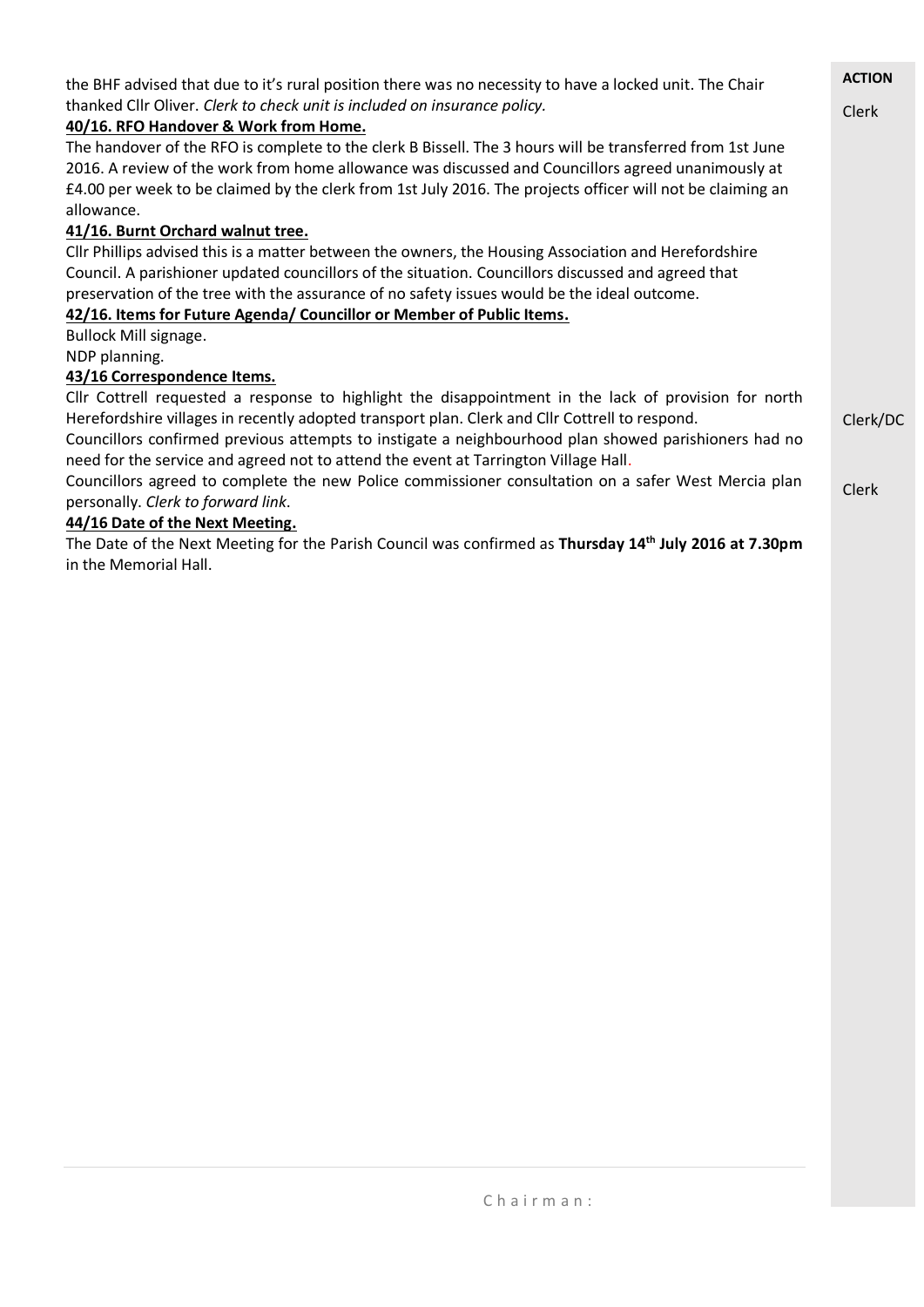| | |
|---|---|
| the BHF advised that due to it's rural position there was no necessity to have a locked unit. The Chair thanked Cllr Oliver. *Clerk to check unit is included on insurance policy.* | **ACTION** Clerk |

**40/16. RFO Handover & Work from Home.**

The handover of the RFO is complete to the clerk B Bissell. The 3 hours will be transferred from 1st June 2016. A review of the work from home allowance was discussed and Councillors agreed unanimously at £4.00 per week to be claimed by the clerk from 1st July 2016. The projects officer will not be claiming an allowance.

**41/16. Burnt Orchard walnut tree.**

Cllr Phillips advised this is a matter between the owners, the Housing Association and Herefordshire Council. A parishioner updated councillors of the situation. Councillors discussed and agreed that preservation of the tree with the assurance of no safety issues would be the ideal outcome.

**42/16. Items for Future Agenda/ Councillor or Member of Public Items.**

Bullock Mill signage.

NDP planning.

**43/16 Correspondence Items.**

Cllr Cottrell requested a response to highlight the disappointment in the lack of provision for north Herefordshire villages in recently adopted transport plan. Clerk and Cllr Cottrell to respond. — **Clerk/DC**

Councillors confirmed previous attempts to instigate a neighbourhood plan showed parishioners had no need for the service and agreed not to attend the event at Tarrington Village Hall.

Councillors agreed to complete the new Police commissioner consultation on a safer West Mercia plan personally. *Clerk to forward link.* — **Clerk**

**44/16 Date of the Next Meeting.**

The Date of the Next Meeting for the Parish Council was confirmed as **Thursday 14th July 2016 at 7.30pm** in the Memorial Hall.

Chairman: